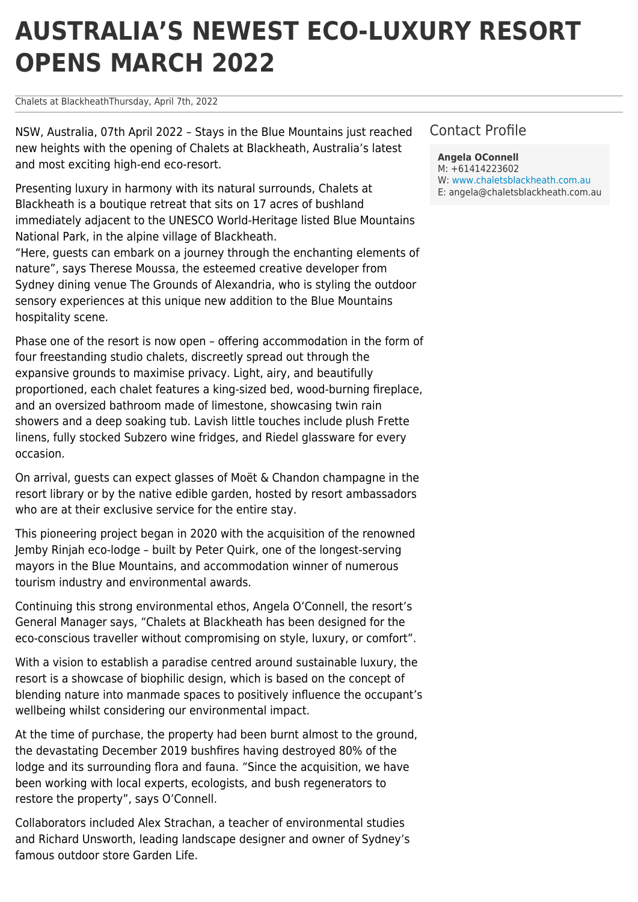# AUSTRALIA'S NEWEST ECO-LUXURY RESORT OPENS MARCH 2022

Chalets at BlackheathThursday, April 7th, 2022

NSW, Australia, 07th April 2022 – Stays in the Blue Mountains just reached new heights with the opening of Chalets at Blackheath, Australia's latest and most exciting high-end eco-resort.

Presenting luxury in harmony with its natural surrounds, Chalets at Blackheath is a boutique retreat that sits on 17 acres of bushland immediately adjacent to the UNESCO World-Heritage listed Blue Mountains National Park, in the alpine village of Blackheath.
"Here, guests can embark on a journey through the enchanting elements of nature", says Therese Moussa, the esteemed creative developer from Sydney dining venue The Grounds of Alexandria, who is styling the outdoor sensory experiences at this unique new addition to the Blue Mountains hospitality scene.

Phase one of the resort is now open – offering accommodation in the form of four freestanding studio chalets, discreetly spread out through the expansive grounds to maximise privacy. Light, airy, and beautifully proportioned, each chalet features a king-sized bed, wood-burning fireplace, and an oversized bathroom made of limestone, showcasing twin rain showers and a deep soaking tub. Lavish little touches include plush Frette linens, fully stocked Subzero wine fridges, and Riedel glassware for every occasion.

On arrival, guests can expect glasses of Moët & Chandon champagne in the resort library or by the native edible garden, hosted by resort ambassadors who are at their exclusive service for the entire stay.

This pioneering project began in 2020 with the acquisition of the renowned Jemby Rinjah eco-lodge – built by Peter Quirk, one of the longest-serving mayors in the Blue Mountains, and accommodation winner of numerous tourism industry and environmental awards.

Continuing this strong environmental ethos, Angela O'Connell, the resort's General Manager says, "Chalets at Blackheath has been designed for the eco-conscious traveller without compromising on style, luxury, or comfort".

With a vision to establish a paradise centred around sustainable luxury, the resort is a showcase of biophilic design, which is based on the concept of blending nature into manmade spaces to positively influence the occupant's wellbeing whilst considering our environmental impact.

At the time of purchase, the property had been burnt almost to the ground, the devastating December 2019 bushfires having destroyed 80% of the lodge and its surrounding flora and fauna. "Since the acquisition, we have been working with local experts, ecologists, and bush regenerators to restore the property", says O'Connell.

Collaborators included Alex Strachan, a teacher of environmental studies and Richard Unsworth, leading landscape designer and owner of Sydney's famous outdoor store Garden Life.

## Contact Profile

**Angela OConnell**
M: +61414223602
W: www.chaletsblackheath.com.au
E: angela@chaletsblackheath.com.au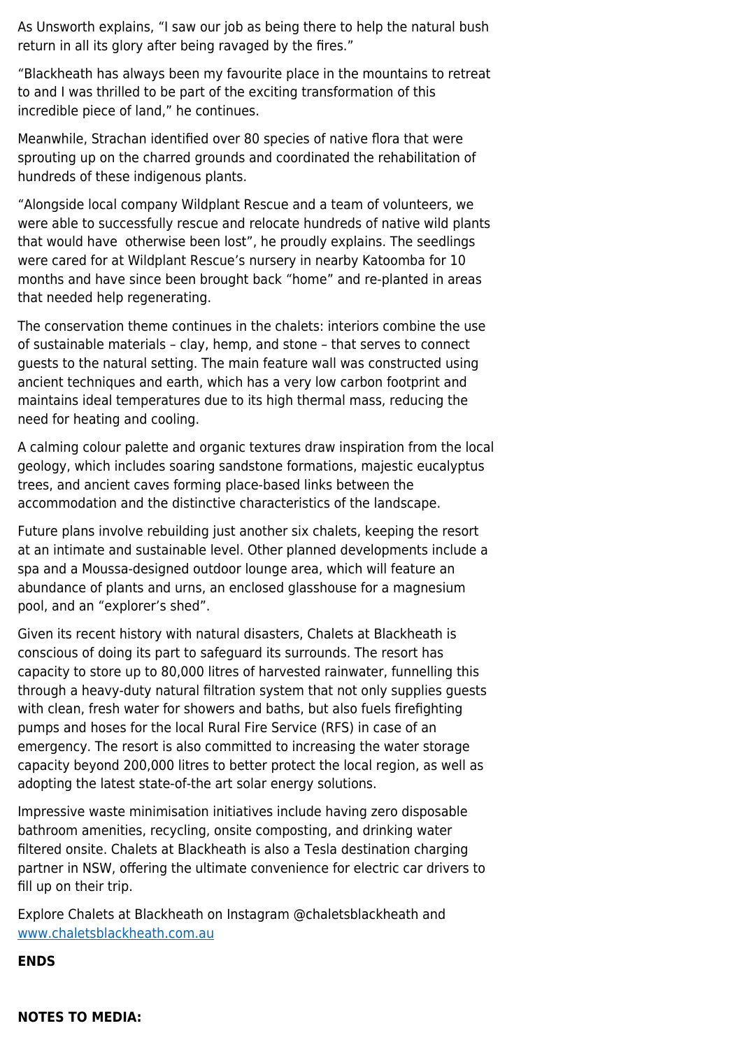As Unsworth explains, "I saw our job as being there to help the natural bush return in all its glory after being ravaged by the fires."

"Blackheath has always been my favourite place in the mountains to retreat to and I was thrilled to be part of the exciting transformation of this incredible piece of land," he continues.

Meanwhile, Strachan identified over 80 species of native flora that were sprouting up on the charred grounds and coordinated the rehabilitation of hundreds of these indigenous plants.

"Alongside local company Wildplant Rescue and a team of volunteers, we were able to successfully rescue and relocate hundreds of native wild plants that would have  otherwise been lost", he proudly explains. The seedlings were cared for at Wildplant Rescue's nursery in nearby Katoomba for 10 months and have since been brought back "home" and re-planted in areas that needed help regenerating.

The conservation theme continues in the chalets: interiors combine the use of sustainable materials – clay, hemp, and stone – that serves to connect guests to the natural setting. The main feature wall was constructed using ancient techniques and earth, which has a very low carbon footprint and maintains ideal temperatures due to its high thermal mass, reducing the need for heating and cooling.

A calming colour palette and organic textures draw inspiration from the local geology, which includes soaring sandstone formations, majestic eucalyptus trees, and ancient caves forming place-based links between the accommodation and the distinctive characteristics of the landscape.

Future plans involve rebuilding just another six chalets, keeping the resort at an intimate and sustainable level. Other planned developments include a spa and a Moussa-designed outdoor lounge area, which will feature an abundance of plants and urns, an enclosed glasshouse for a magnesium pool, and an "explorer's shed".

Given its recent history with natural disasters, Chalets at Blackheath is conscious of doing its part to safeguard its surrounds. The resort has capacity to store up to 80,000 litres of harvested rainwater, funnelling this through a heavy-duty natural filtration system that not only supplies guests with clean, fresh water for showers and baths, but also fuels firefighting pumps and hoses for the local Rural Fire Service (RFS) in case of an emergency. The resort is also committed to increasing the water storage capacity beyond 200,000 litres to better protect the local region, as well as adopting the latest state-of-the art solar energy solutions.

Impressive waste minimisation initiatives include having zero disposable bathroom amenities, recycling, onsite composting, and drinking water filtered onsite. Chalets at Blackheath is also a Tesla destination charging partner in NSW, offering the ultimate convenience for electric car drivers to fill up on their trip.

Explore Chalets at Blackheath on Instagram @chaletsblackheath and [www.chaletsblackheath.com.au](www.chaletsblackheath.com.au)

**ENDS**

**NOTES TO MEDIA:**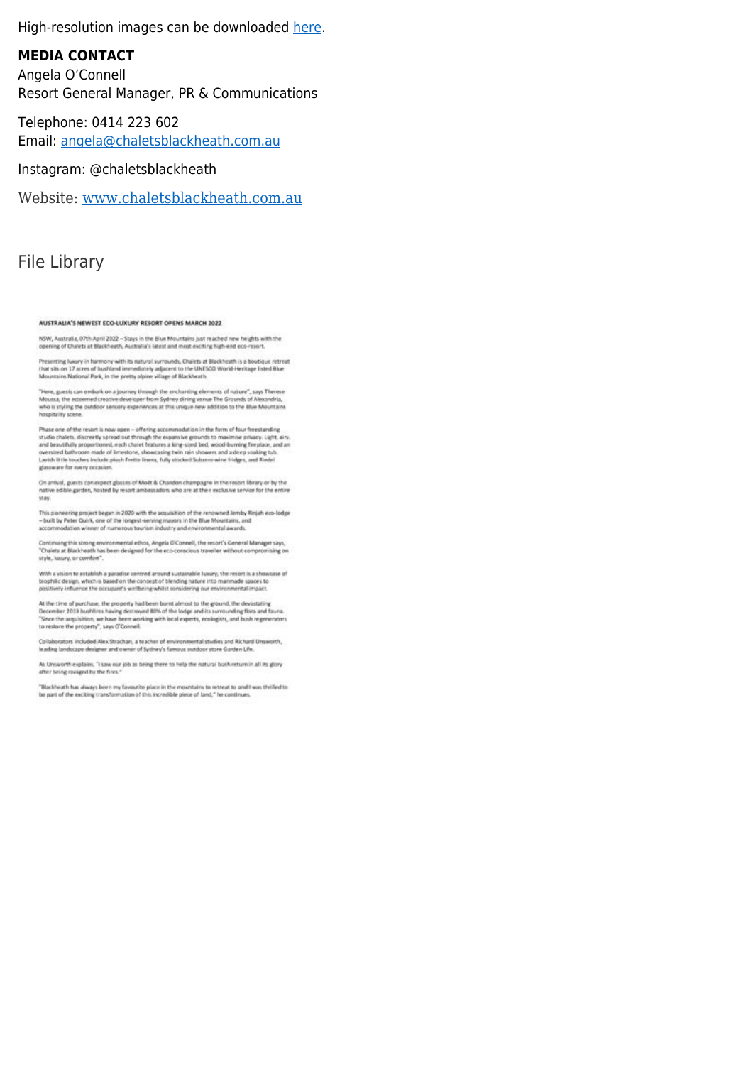High-resolution images can be downloaded here.

**MEDIA CONTACT**
Angela O'Connell
Resort General Manager, PR & Communications

Telephone: 0414 223 602
Email: angela@chaletsblackheath.com.au

Instagram: @chaletsblackheath

Website: www.chaletsblackheath.com.au

## File Library

**AUSTRALIA'S NEWEST ECO-LUXURY RESORT OPENS MARCH 2022**

NSW, Australia, 07th April 2022 – Stays in the Blue Mountains just reached new heights with the opening of Chalets at Blackheath, Australia's latest and most exciting high-end eco-resort.

Presenting luxury in harmony with its natural surrounds, Chalets at Blackheath is a boutique retreat that sits on 17 acres of bushland immediately adjacent to the UNESCO World-Heritage listed Blue Mountains National Park, in the pretty alpine village of Blackheath.

"Here, guests can embark on a journey through the enchanting elements of nature", says Therese Moussa, the esteemed creative developer from Sydney dining venue The Grounds of Alexandria, who is styling the outdoor sensory experiences at this unique new addition to the Blue Mountains hospitality scene.

Phase one of the resort is now open – offering accommodation in the form of four freestanding studio chalets, discreetly spread out through the expansive grounds to maximise privacy. Light, airy, and beautifully proportioned, each chalet features a king-sized bed, wood-burning fireplace, and an oversized bathroom made of limestone, showcasing twin rain showers and a deep soaking tub. Lavish little touches include plush Frette linens, fully stocked Subzero wine fridges, and Riedel glassware for every occasion.

On arrival, guests can expect glasses of Moët & Chandon champagne in the resort library or by the native edible garden, hosted by resort ambassadors who are at their exclusive service for the entire stay.

This pioneering project began in 2020 with the acquisition of the renowned Jemby Rinjah eco-lodge – built by Peter Quirk, one of the longest-serving mayors in the Blue Mountains, and accommodation winner of numerous tourism industry and environmental awards.

Continuing this strong environmental ethos, Angela O'Connell, the resort's General Manager says, "Chalets at Blackheath has been designed for the eco-conscious traveller without compromising on style, luxury, or comfort".

With a vision to establish a paradise centred around sustainable luxury, the resort is a showcase of biophilic design, which is based on the concept of blending nature into manmade spaces to positively influence the occupant's wellbeing whilst considering our environmental impact.

At the time of purchase, the property had been burnt almost to the ground, the devastating December 2019 bushfires having destroyed 80% of the lodge and its surrounding flora and fauna. "Since the acquisition, we have been working with local experts, ecologists, and bush regenerators to restore the property", says O'Connell.

Collaborators included Alex Strachan, a teacher of environmental studies and Richard Unsworth, leading landscape designer and owner of Sydney's famous outdoor store Garden Life.

As Unsworth explains, "I saw our job as being there to help the natural bush return in all its glory after being ravaged by the fires."

"Blackheath has always been my favourite place in the mountains to retreat to and I was thrilled to be part of the exciting transformation of this incredible piece of land," he continues.